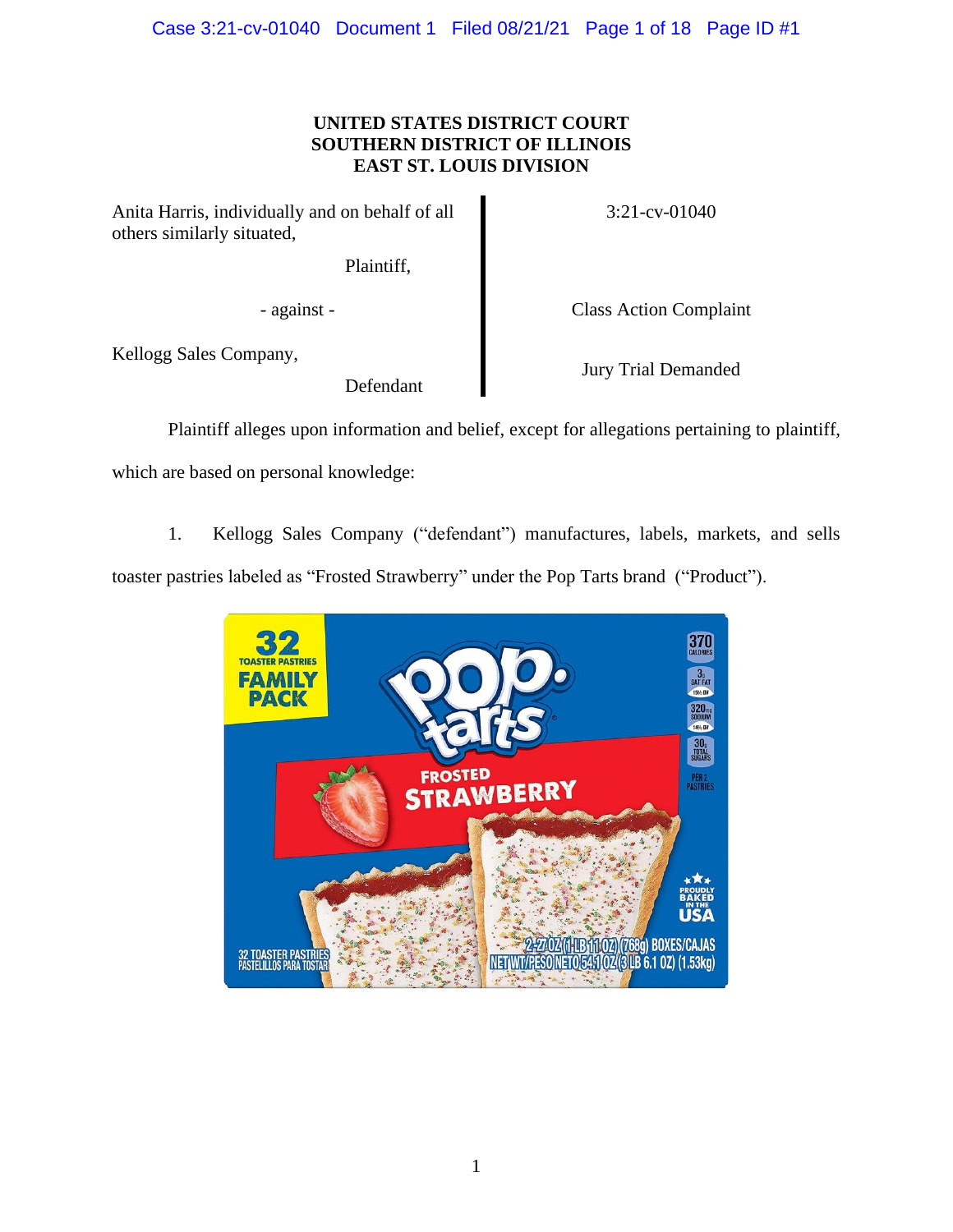**UNITED STATES DISTRICT COURT**
**SOUTHERN DISTRICT OF ILLINOIS**
**EAST ST. LOUIS DIVISION**

| | |
|---|---|
| Anita Harris, individually and on behalf of all others similarly situated, Plaintiff, | 3:21-cv-01040 |
| - against - | Class Action Complaint |
| Kellogg Sales Company, Defendant | Jury Trial Demanded |

Plaintiff alleges upon information and belief, except for allegations pertaining to plaintiff, which are based on personal knowledge:

1. Kellogg Sales Company ("defendant") manufactures, labels, markets, and sells toaster pastries labeled as "Frosted Strawberry" under the Pop Tarts brand ("Product").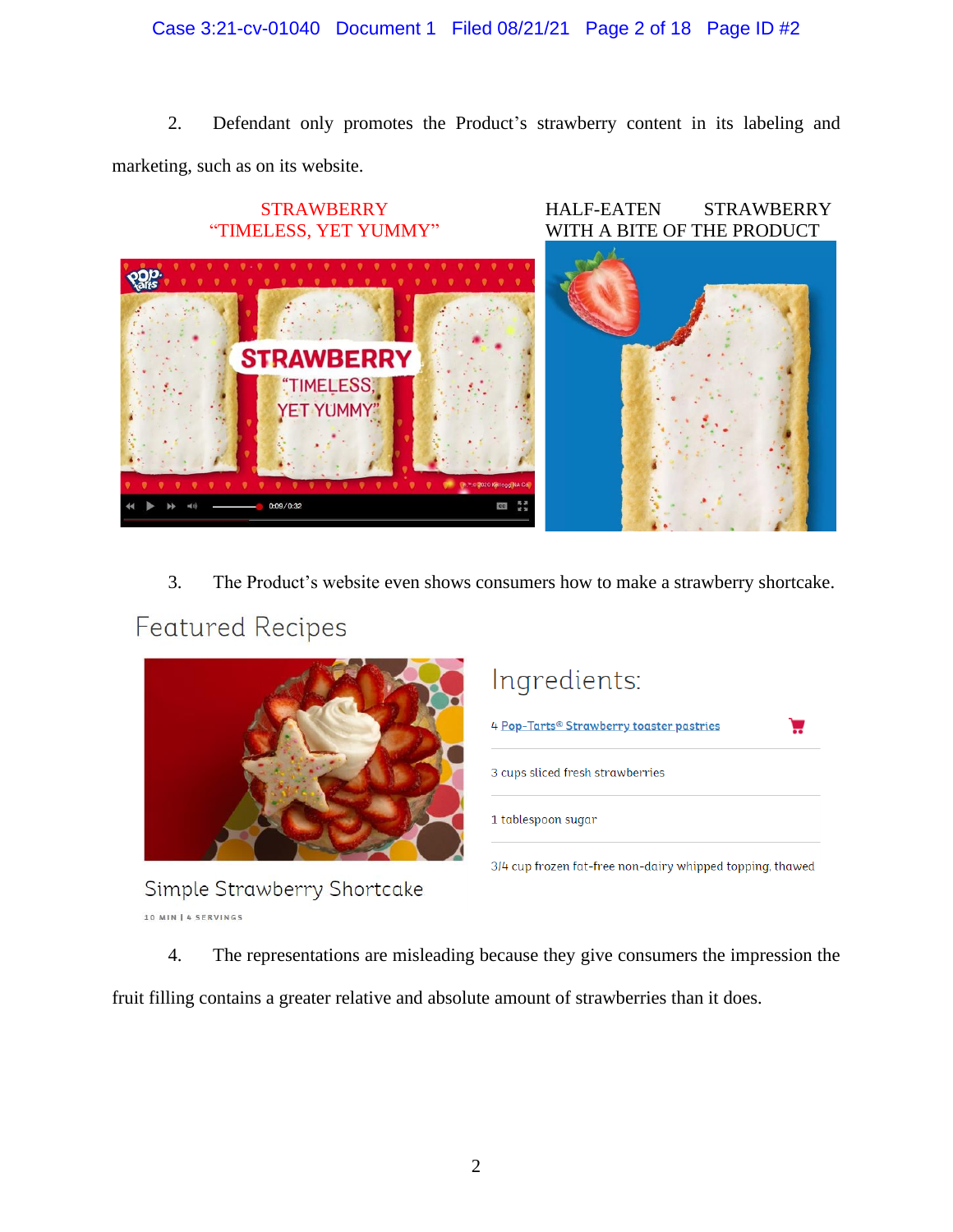2. Defendant only promotes the Product's strawberry content in its labeling and marketing, such as on its website.

STRAWBERRY "TIMELESS, YET YUMMY"

HALF-EATEN STRAWBERRY WITH A BITE OF THE PRODUCT

3. The Product's website even shows consumers how to make a strawberry shortcake.

Featured Recipes

Simple Strawberry Shortcake

10 MIN | 4 SERVINGS

Ingredients:

4 Pop-Tarts® Strawberry toaster pastries

3 cups sliced fresh strawberries

1 tablespoon sugar

3/4 cup frozen fat-free non-dairy whipped topping, thawed

4. The representations are misleading because they give consumers the impression the fruit filling contains a greater relative and absolute amount of strawberries than it does.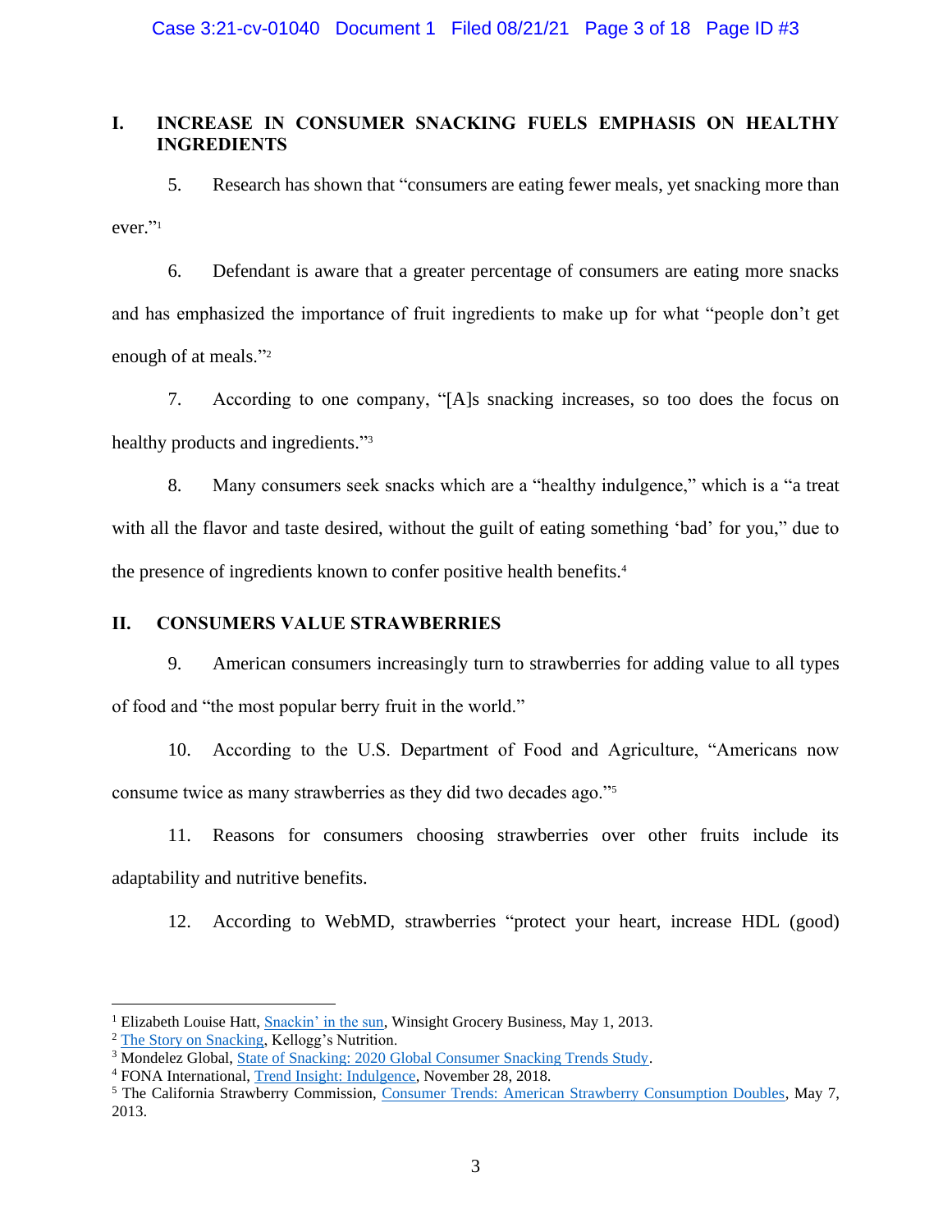## I. INCREASE IN CONSUMER SNACKING FUELS EMPHASIS ON HEALTHY INGREDIENTS

5. Research has shown that "consumers are eating fewer meals, yet snacking more than ever."[1]

6. Defendant is aware that a greater percentage of consumers are eating more snacks and has emphasized the importance of fruit ingredients to make up for what "people don't get enough of at meals."[2]

7. According to one company, "[A]s snacking increases, so too does the focus on healthy products and ingredients."[3]

8. Many consumers seek snacks which are a "healthy indulgence," which is a "a treat with all the flavor and taste desired, without the guilt of eating something 'bad' for you," due to the presence of ingredients known to confer positive health benefits.[4]

## II. CONSUMERS VALUE STRAWBERRIES

9. American consumers increasingly turn to strawberries for adding value to all types of food and "the most popular berry fruit in the world."

10. According to the U.S. Department of Food and Agriculture, "Americans now consume twice as many strawberries as they did two decades ago."[5]

11. Reasons for consumers choosing strawberries over other fruits include its adaptability and nutritive benefits.

12. According to WebMD, strawberries "protect your heart, increase HDL (good)

---

[1] Elizabeth Louise Hatt, Snackin' in the sun, Winsight Grocery Business, May 1, 2013.

[2] The Story on Snacking, Kellogg's Nutrition.

[3] Mondelez Global, State of Snacking: 2020 Global Consumer Snacking Trends Study.

[4] FONA International, Trend Insight: Indulgence, November 28, 2018.

[5] The California Strawberry Commission, Consumer Trends: American Strawberry Consumption Doubles, May 7, 2013.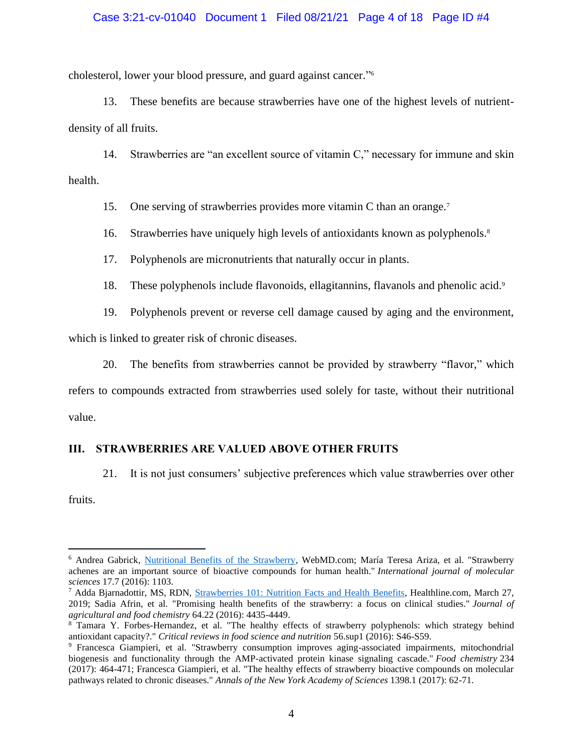cholesterol, lower your blood pressure, and guard against cancer."[6]

13. These benefits are because strawberries have one of the highest levels of nutrient-density of all fruits.

14. Strawberries are "an excellent source of vitamin C," necessary for immune and skin health.

15. One serving of strawberries provides more vitamin C than an orange.[7]

16. Strawberries have uniquely high levels of antioxidants known as polyphenols.[8]

17. Polyphenols are micronutrients that naturally occur in plants.

18. These polyphenols include flavonoids, ellagitannins, flavanols and phenolic acid.[9]

19. Polyphenols prevent or reverse cell damage caused by aging and the environment, which is linked to greater risk of chronic diseases.

20. The benefits from strawberries cannot be provided by strawberry "flavor," which refers to compounds extracted from strawberries used solely for taste, without their nutritional value.

## III. STRAWBERRIES ARE VALUED ABOVE OTHER FRUITS

21. It is not just consumers' subjective preferences which value strawberries over other fruits.

---

[6] Andrea Gabrick, Nutritional Benefits of the Strawberry, WebMD.com; María Teresa Ariza, et al. "Strawberry achenes are an important source of bioactive compounds for human health." *International journal of molecular sciences* 17.7 (2016): 1103.

[7] Adda Bjarnadottir, MS, RDN, Strawberries 101: Nutrition Facts and Health Benefits, Healthline.com, March 27, 2019; Sadia Afrin, et al. "Promising health benefits of the strawberry: a focus on clinical studies." *Journal of agricultural and food chemistry* 64.22 (2016): 4435-4449.

[8] Tamara Y. Forbes-Hernandez, et al. "The healthy effects of strawberry polyphenols: which strategy behind antioxidant capacity?." *Critical reviews in food science and nutrition* 56.sup1 (2016): S46-S59.

[9] Francesca Giampieri, et al. "Strawberry consumption improves aging-associated impairments, mitochondrial biogenesis and functionality through the AMP-activated protein kinase signaling cascade." *Food chemistry* 234 (2017): 464-471; Francesca Giampieri, et al. "The healthy effects of strawberry bioactive compounds on molecular pathways related to chronic diseases." *Annals of the New York Academy of Sciences* 1398.1 (2017): 62-71.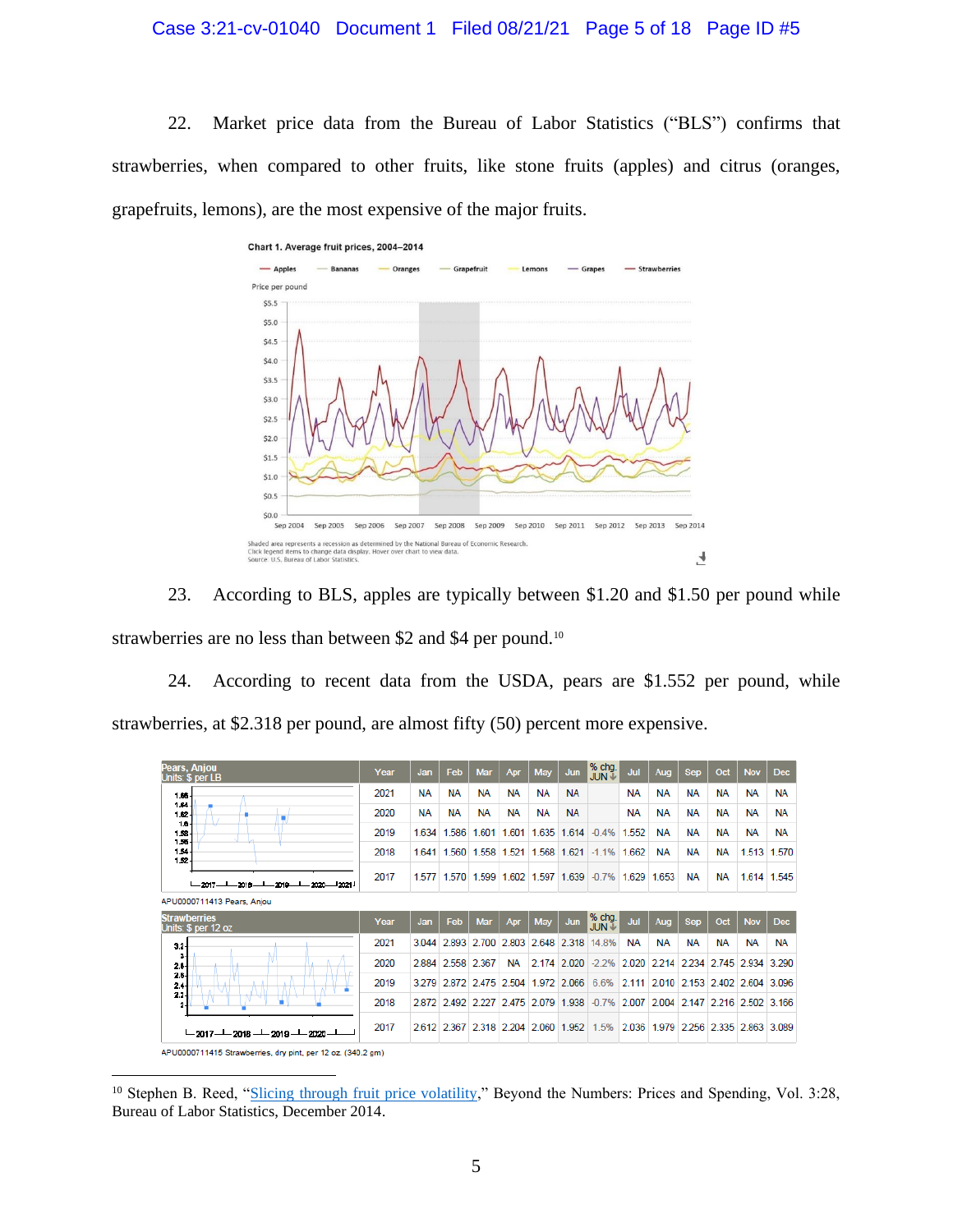22. Market price data from the Bureau of Labor Statistics ("BLS") confirms that strawberries, when compared to other fruits, like stone fruits (apples) and citrus (oranges, grapefruits, lemons), are the most expensive of the major fruits.

Chart 1. Average fruit prices, 2004–2014

Shaded area represents a recession as determined by the National Bureau of Economic Research.
Click legend items to change data display. Hover over chart to view data.
Source: U.S. Bureau of Labor Statistics.

23. According to BLS, apples are typically between $1.20 and $1.50 per pound while strawberries are no less than between $2 and $4 per pound.[10]

24. According to recent data from the USDA, pears are $1.552 per pound, while strawberries, at $2.318 per pound, are almost fifty (50) percent more expensive.

Pears, Anjou
Units: $ per LB

| Year | Jan | Feb | Mar | Apr | May | Jun | % chg. JUN | Jul | Aug | Sep | Oct | Nov | Dec |
|---|---|---|---|---|---|---|---|---|---|---|---|---|---|
| 2021 | NA | NA | NA | NA | NA | NA | | NA | NA | NA | NA | NA | NA |
| 2020 | NA | NA | NA | NA | NA | NA | | NA | NA | NA | NA | NA | NA |
| 2019 | 1.634 | 1.586 | 1.601 | 1.601 | 1.635 | 1.614 | -0.4% | 1.552 | NA | NA | NA | NA | NA |
| 2018 | 1.641 | 1.560 | 1.558 | 1.521 | 1.568 | 1.621 | -1.1% | 1.662 | NA | NA | NA | 1.513 | 1.570 |
| 2017 | 1.577 | 1.570 | 1.599 | 1.602 | 1.597 | 1.639 | -0.7% | 1.629 | 1.653 | NA | NA | 1.614 | 1.545 |

APU0000711413 Pears, Anjou

Strawberries
Units: $ per 12 oz

| Year | Jan | Feb | Mar | Apr | May | Jun | % chg. JUN | Jul | Aug | Sep | Oct | Nov | Dec |
|---|---|---|---|---|---|---|---|---|---|---|---|---|---|
| 2021 | 3.044 | 2.893 | 2.700 | 2.803 | 2.648 | 2.318 | 14.8% | NA | NA | NA | NA | NA | NA |
| 2020 | 2.884 | 2.558 | 2.367 | NA | 2.174 | 2.020 | -2.2% | 2.020 | 2.214 | 2.234 | 2.745 | 2.934 | 3.290 |
| 2019 | 3.279 | 2.872 | 2.475 | 2.504 | 1.972 | 2.066 | 6.6% | 2.111 | 2.010 | 2.153 | 2.402 | 2.604 | 3.096 |
| 2018 | 2.872 | 2.492 | 2.227 | 2.475 | 2.079 | 1.938 | -0.7% | 2.007 | 2.004 | 2.147 | 2.216 | 2.502 | 3.166 |
| 2017 | 2.612 | 2.367 | 2.318 | 2.204 | 2.060 | 1.952 | 1.5% | 2.036 | 1.979 | 2.256 | 2.335 | 2.863 | 3.089 |

APU0000711415 Strawberries, dry pint, per 12 oz. (340.2 gm)

[10] Stephen B. Reed, "Slicing through fruit price volatility," Beyond the Numbers: Prices and Spending, Vol. 3:28, Bureau of Labor Statistics, December 2014.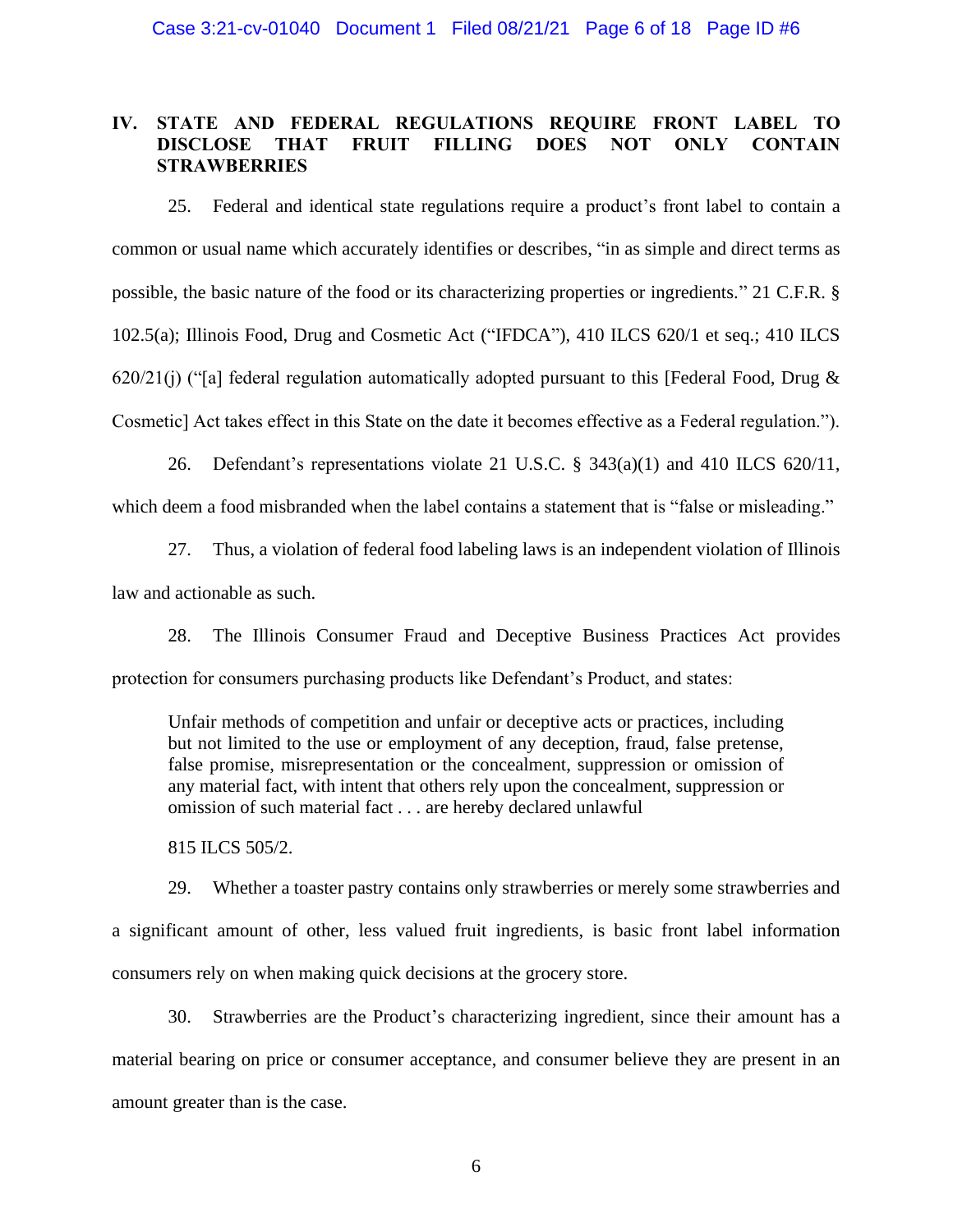## IV. STATE AND FEDERAL REGULATIONS REQUIRE FRONT LABEL TO DISCLOSE THAT FRUIT FILLING DOES NOT ONLY CONTAIN STRAWBERRIES

25. Federal and identical state regulations require a product's front label to contain a common or usual name which accurately identifies or describes, "in as simple and direct terms as possible, the basic nature of the food or its characterizing properties or ingredients." 21 C.F.R. § 102.5(a); Illinois Food, Drug and Cosmetic Act ("IFDCA"), 410 ILCS 620/1 et seq.; 410 ILCS 620/21(j) ("[a] federal regulation automatically adopted pursuant to this [Federal Food, Drug & Cosmetic] Act takes effect in this State on the date it becomes effective as a Federal regulation.").

26. Defendant's representations violate 21 U.S.C. § 343(a)(1) and 410 ILCS 620/11, which deem a food misbranded when the label contains a statement that is "false or misleading."

27. Thus, a violation of federal food labeling laws is an independent violation of Illinois law and actionable as such.

28. The Illinois Consumer Fraud and Deceptive Business Practices Act provides protection for consumers purchasing products like Defendant's Product, and states:

> Unfair methods of competition and unfair or deceptive acts or practices, including but not limited to the use or employment of any deception, fraud, false pretense, false promise, misrepresentation or the concealment, suppression or omission of any material fact, with intent that others rely upon the concealment, suppression or omission of such material fact . . . are hereby declared unlawful
>
> 815 ILCS 505/2.

29. Whether a toaster pastry contains only strawberries or merely some strawberries and a significant amount of other, less valued fruit ingredients, is basic front label information consumers rely on when making quick decisions at the grocery store.

30. Strawberries are the Product's characterizing ingredient, since their amount has a material bearing on price or consumer acceptance, and consumer believe they are present in an amount greater than is the case.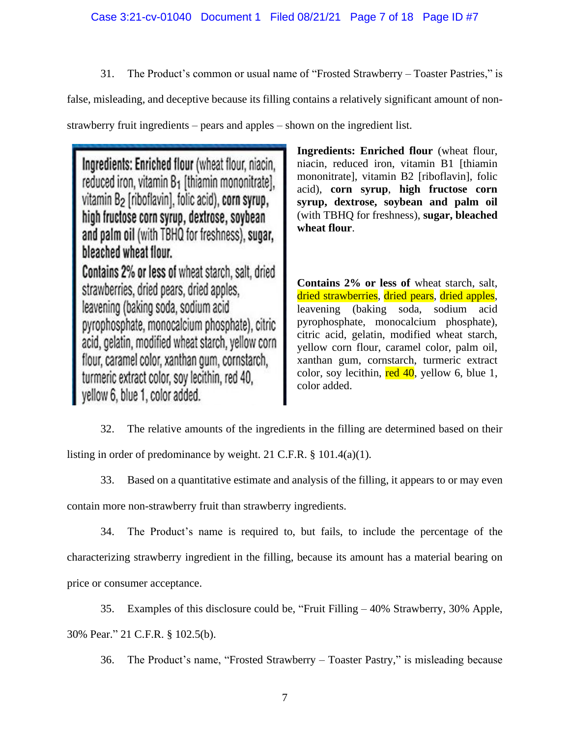31. The Product's common or usual name of "Frosted Strawberry – Toaster Pastries," is false, misleading, and deceptive because its filling contains a relatively significant amount of non-strawberry fruit ingredients – pears and apples – shown on the ingredient list.

**Ingredients: Enriched flour** (wheat flour, niacin, reduced iron, vitamin B1 [thiamin mononitrate], vitamin B2 [riboflavin], folic acid), **corn syrup**, **high fructose corn syrup, dextrose, soybean and palm oil** (with TBHQ for freshness), **sugar, bleached wheat flour**.

**Contains 2% or less of** wheat starch, salt, dried strawberries, dried pears, dried apples, leavening (baking soda, sodium acid pyrophosphate, monocalcium phosphate), citric acid, gelatin, modified wheat starch, yellow corn flour, caramel color, palm oil, xanthan gum, cornstarch, turmeric extract color, soy lecithin, red 40, yellow 6, blue 1, color added.

32. The relative amounts of the ingredients in the filling are determined based on their listing in order of predominance by weight. 21 C.F.R. § 101.4(a)(1).

33. Based on a quantitative estimate and analysis of the filling, it appears to or may even contain more non-strawberry fruit than strawberry ingredients.

34. The Product's name is required to, but fails, to include the percentage of the characterizing strawberry ingredient in the filling, because its amount has a material bearing on price or consumer acceptance.

35. Examples of this disclosure could be, "Fruit Filling – 40% Strawberry, 30% Apple, 30% Pear." 21 C.F.R. § 102.5(b).

36. The Product's name, "Frosted Strawberry – Toaster Pastry," is misleading because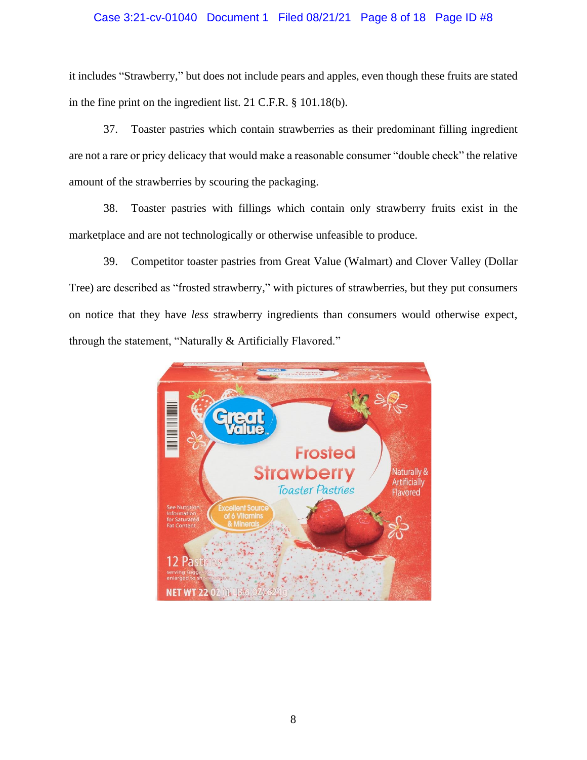it includes "Strawberry," but does not include pears and apples, even though these fruits are stated in the fine print on the ingredient list. 21 C.F.R. § 101.18(b).

37. Toaster pastries which contain strawberries as their predominant filling ingredient are not a rare or pricy delicacy that would make a reasonable consumer "double check" the relative amount of the strawberries by scouring the packaging.

38. Toaster pastries with fillings which contain only strawberry fruits exist in the marketplace and are not technologically or otherwise unfeasible to produce.

39. Competitor toaster pastries from Great Value (Walmart) and Clover Valley (Dollar Tree) are described as "frosted strawberry," with pictures of strawberries, but they put consumers on notice that they have *less* strawberry ingredients than consumers would otherwise expect, through the statement, "Naturally & Artificially Flavored."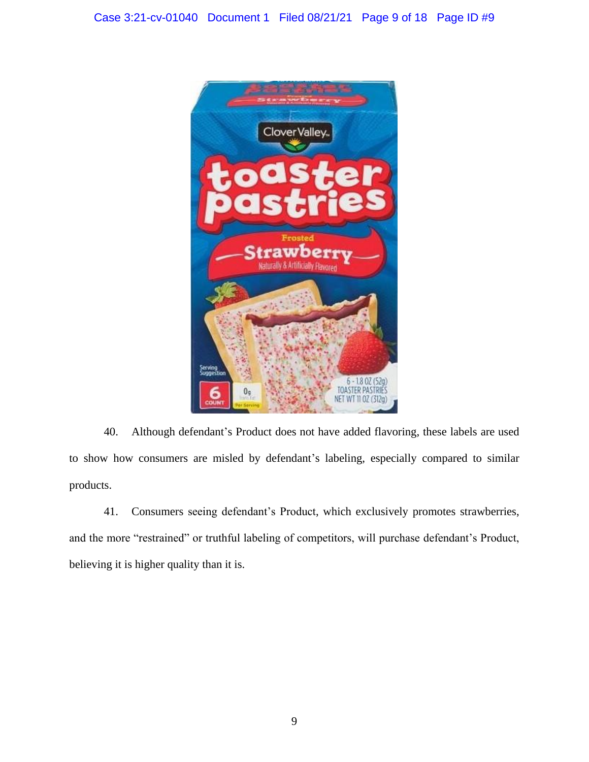40. Although defendant's Product does not have added flavoring, these labels are used to show how consumers are misled by defendant's labeling, especially compared to similar products.

41. Consumers seeing defendant's Product, which exclusively promotes strawberries, and the more "restrained" or truthful labeling of competitors, will purchase defendant's Product, believing it is higher quality than it is.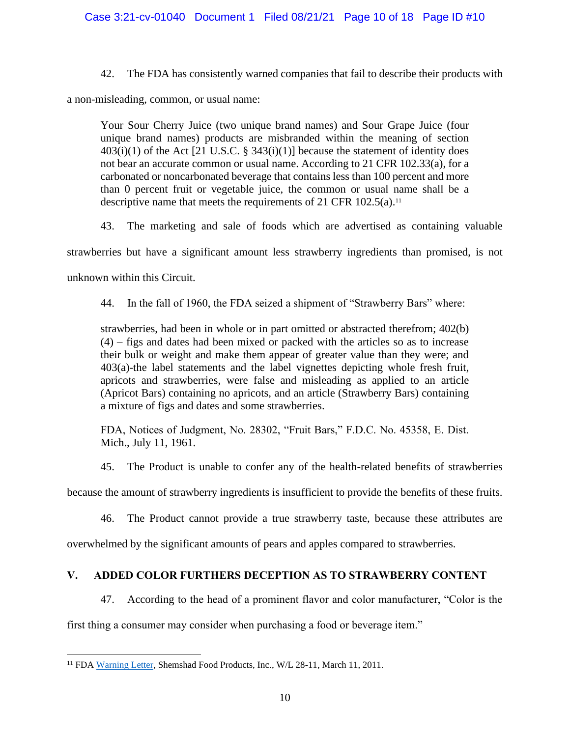42. The FDA has consistently warned companies that fail to describe their products with a non-misleading, common, or usual name:

> Your Sour Cherry Juice (two unique brand names) and Sour Grape Juice (four unique brand names) products are misbranded within the meaning of section 403(i)(1) of the Act [21 U.S.C. § 343(i)(1)] because the statement of identity does not bear an accurate common or usual name. According to 21 CFR 102.33(a), for a carbonated or noncarbonated beverage that contains less than 100 percent and more than 0 percent fruit or vegetable juice, the common or usual name shall be a descriptive name that meets the requirements of 21 CFR 102.5(a).[11]

43. The marketing and sale of foods which are advertised as containing valuable strawberries but have a significant amount less strawberry ingredients than promised, is not unknown within this Circuit.

44. In the fall of 1960, the FDA seized a shipment of "Strawberry Bars" where:

> strawberries, had been in whole or in part omitted or abstracted therefrom; 402(b)(4) – figs and dates had been mixed or packed with the articles so as to increase their bulk or weight and make them appear of greater value than they were; and 403(a)-the label statements and the label vignettes depicting whole fresh fruit, apricots and strawberries, were false and misleading as applied to an article (Apricot Bars) containing no apricots, and an article (Strawberry Bars) containing a mixture of figs and dates and some strawberries.
>
> FDA, Notices of Judgment, No. 28302, "Fruit Bars," F.D.C. No. 45358, E. Dist. Mich., July 11, 1961.

45. The Product is unable to confer any of the health-related benefits of strawberries because the amount of strawberry ingredients is insufficient to provide the benefits of these fruits.

46. The Product cannot provide a true strawberry taste, because these attributes are overwhelmed by the significant amounts of pears and apples compared to strawberries.

## V. ADDED COLOR FURTHERS DECEPTION AS TO STRAWBERRY CONTENT

47. According to the head of a prominent flavor and color manufacturer, "Color is the first thing a consumer may consider when purchasing a food or beverage item."

---

[11] FDA Warning Letter, Shemshad Food Products, Inc., W/L 28-11, March 11, 2011.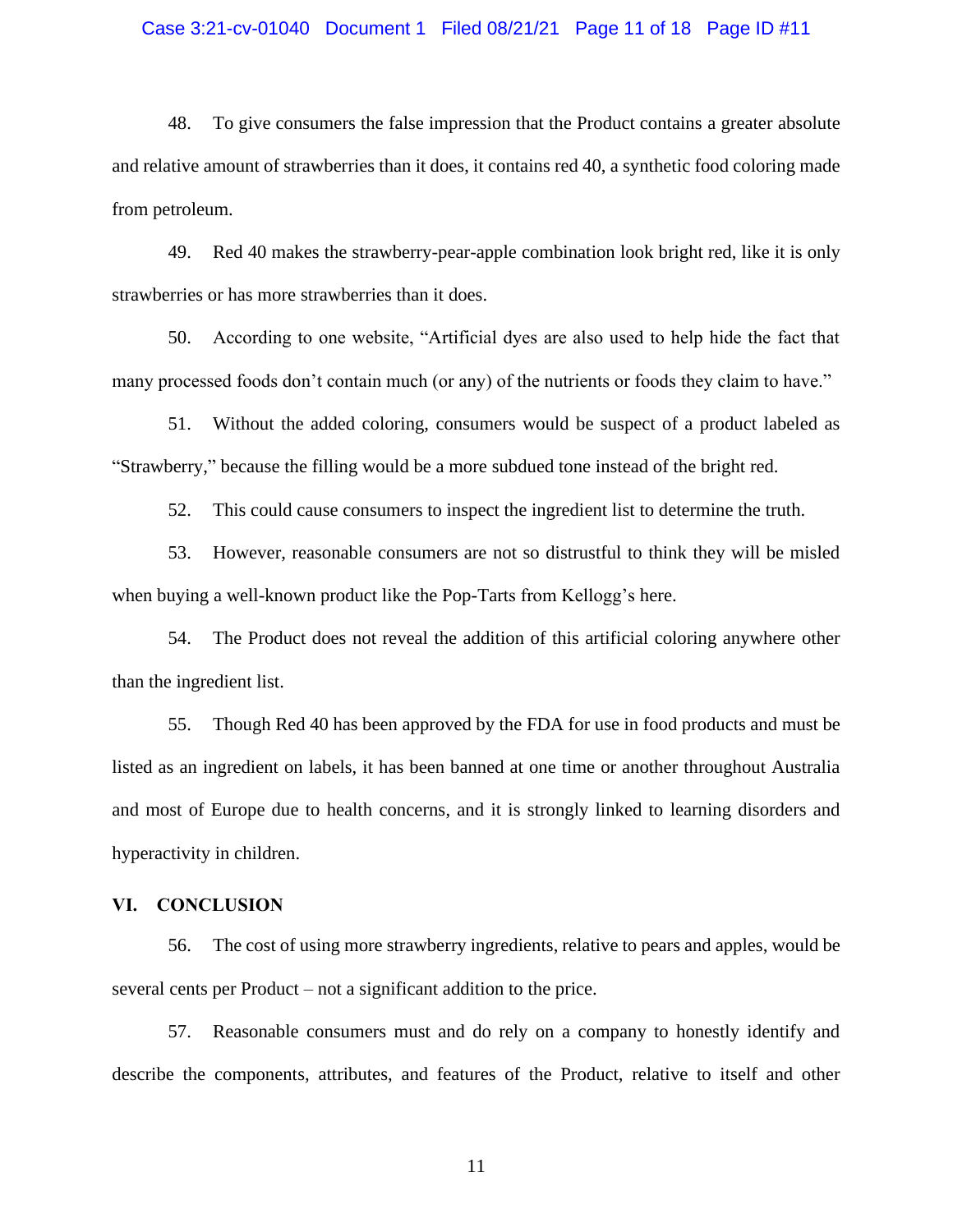48. To give consumers the false impression that the Product contains a greater absolute and relative amount of strawberries than it does, it contains red 40, a synthetic food coloring made from petroleum.

49. Red 40 makes the strawberry-pear-apple combination look bright red, like it is only strawberries or has more strawberries than it does.

50. According to one website, "Artificial dyes are also used to help hide the fact that many processed foods don't contain much (or any) of the nutrients or foods they claim to have."

51. Without the added coloring, consumers would be suspect of a product labeled as "Strawberry," because the filling would be a more subdued tone instead of the bright red.

52. This could cause consumers to inspect the ingredient list to determine the truth.

53. However, reasonable consumers are not so distrustful to think they will be misled when buying a well-known product like the Pop-Tarts from Kellogg's here.

54. The Product does not reveal the addition of this artificial coloring anywhere other than the ingredient list.

55. Though Red 40 has been approved by the FDA for use in food products and must be listed as an ingredient on labels, it has been banned at one time or another throughout Australia and most of Europe due to health concerns, and it is strongly linked to learning disorders and hyperactivity in children.

## VI. CONCLUSION

56. The cost of using more strawberry ingredients, relative to pears and apples, would be several cents per Product – not a significant addition to the price.

57. Reasonable consumers must and do rely on a company to honestly identify and describe the components, attributes, and features of the Product, relative to itself and other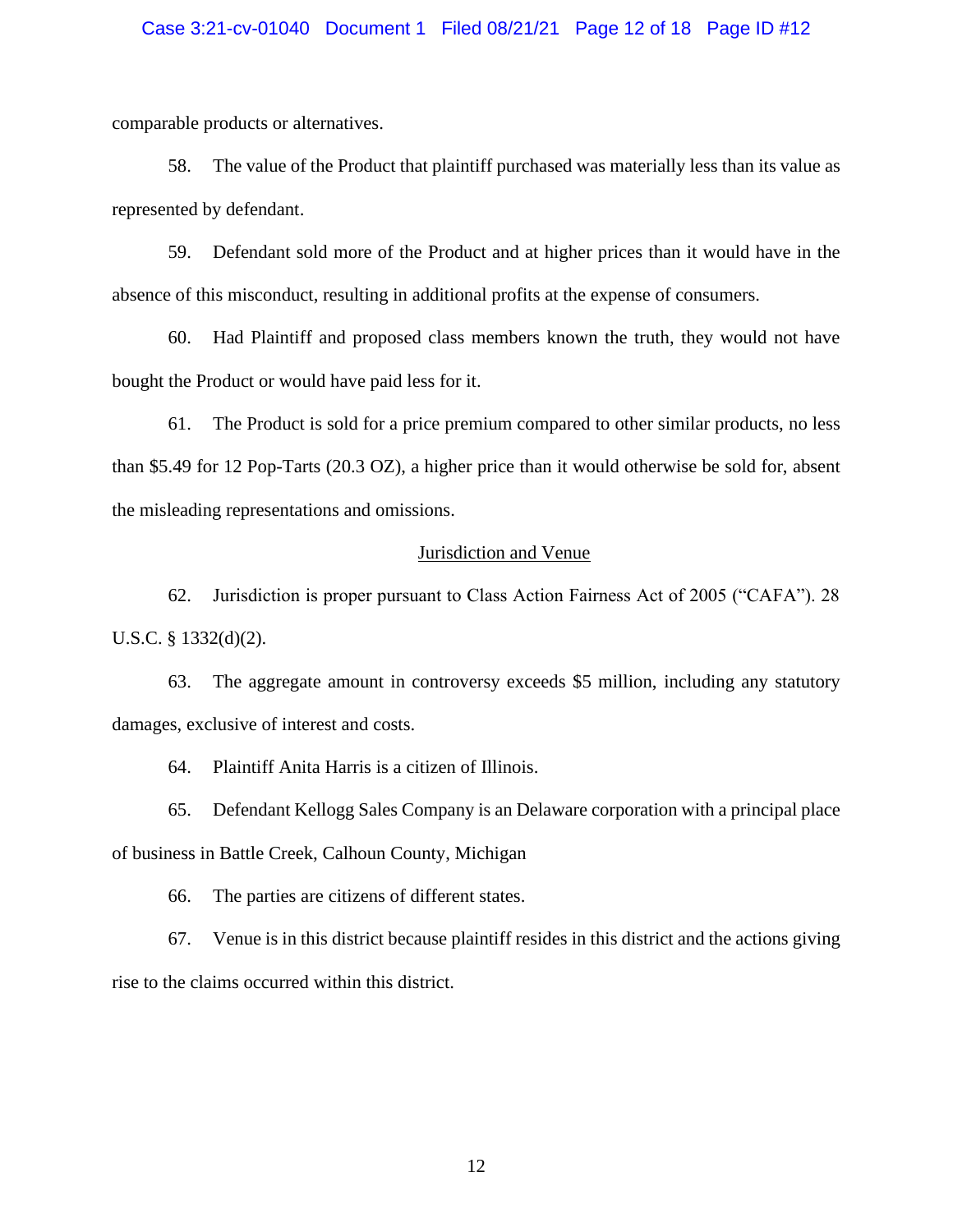comparable products or alternatives.

58. The value of the Product that plaintiff purchased was materially less than its value as represented by defendant.

59. Defendant sold more of the Product and at higher prices than it would have in the absence of this misconduct, resulting in additional profits at the expense of consumers.

60. Had Plaintiff and proposed class members known the truth, they would not have bought the Product or would have paid less for it.

61. The Product is sold for a price premium compared to other similar products, no less than $5.49 for 12 Pop-Tarts (20.3 OZ), a higher price than it would otherwise be sold for, absent the misleading representations and omissions.

## Jurisdiction and Venue

62. Jurisdiction is proper pursuant to Class Action Fairness Act of 2005 ("CAFA"). 28 U.S.C. § 1332(d)(2).

63. The aggregate amount in controversy exceeds $5 million, including any statutory damages, exclusive of interest and costs.

64. Plaintiff Anita Harris is a citizen of Illinois.

65. Defendant Kellogg Sales Company is an Delaware corporation with a principal place of business in Battle Creek, Calhoun County, Michigan

66. The parties are citizens of different states.

67. Venue is in this district because plaintiff resides in this district and the actions giving rise to the claims occurred within this district.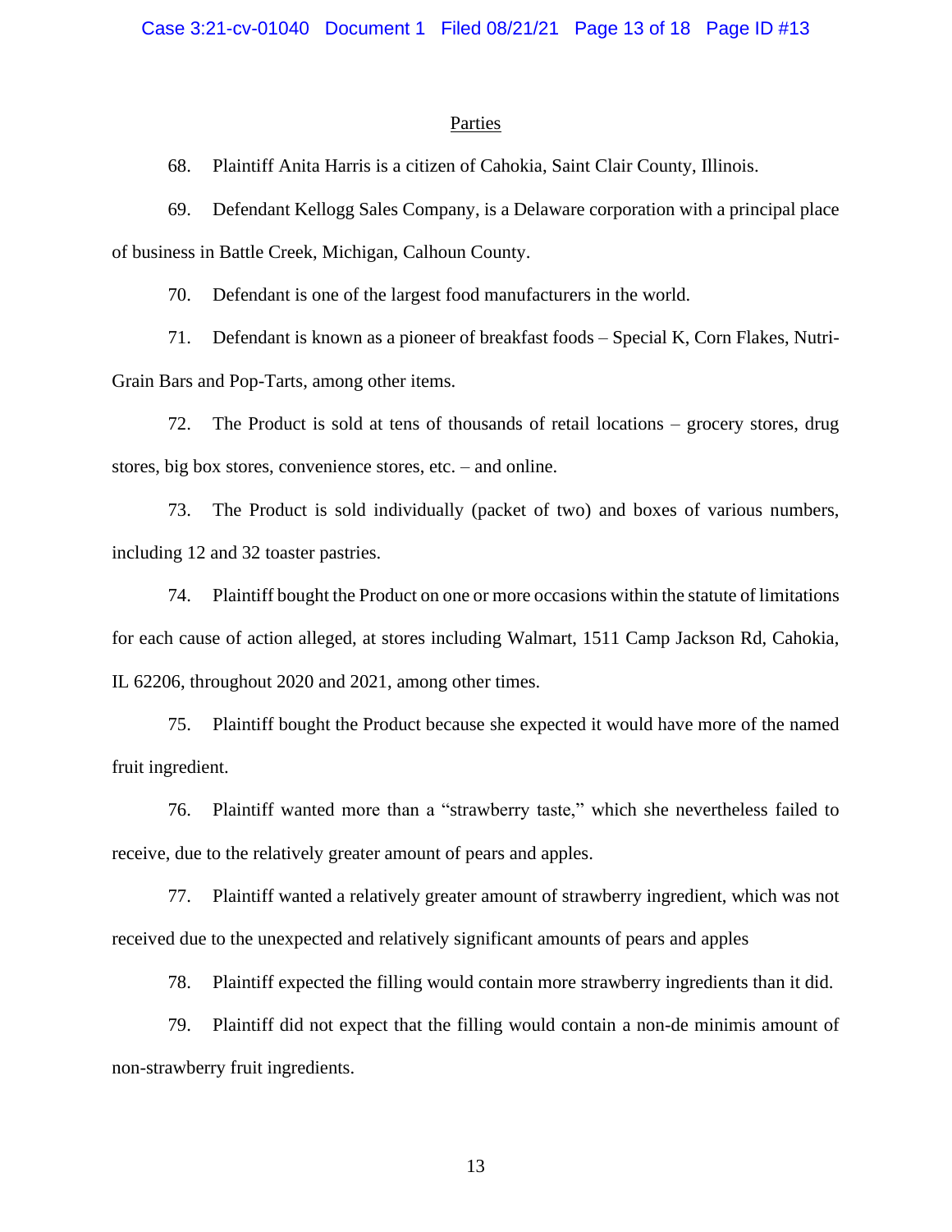## Parties

68. Plaintiff Anita Harris is a citizen of Cahokia, Saint Clair County, Illinois.

69. Defendant Kellogg Sales Company, is a Delaware corporation with a principal place of business in Battle Creek, Michigan, Calhoun County.

70. Defendant is one of the largest food manufacturers in the world.

71. Defendant is known as a pioneer of breakfast foods – Special K, Corn Flakes, Nutri-Grain Bars and Pop-Tarts, among other items.

72. The Product is sold at tens of thousands of retail locations – grocery stores, drug stores, big box stores, convenience stores, etc. – and online.

73. The Product is sold individually (packet of two) and boxes of various numbers, including 12 and 32 toaster pastries.

74. Plaintiff bought the Product on one or more occasions within the statute of limitations for each cause of action alleged, at stores including Walmart, 1511 Camp Jackson Rd, Cahokia, IL 62206, throughout 2020 and 2021, among other times.

75. Plaintiff bought the Product because she expected it would have more of the named fruit ingredient.

76. Plaintiff wanted more than a "strawberry taste," which she nevertheless failed to receive, due to the relatively greater amount of pears and apples.

77. Plaintiff wanted a relatively greater amount of strawberry ingredient, which was not received due to the unexpected and relatively significant amounts of pears and apples

78. Plaintiff expected the filling would contain more strawberry ingredients than it did.

79. Plaintiff did not expect that the filling would contain a non-de minimis amount of non-strawberry fruit ingredients.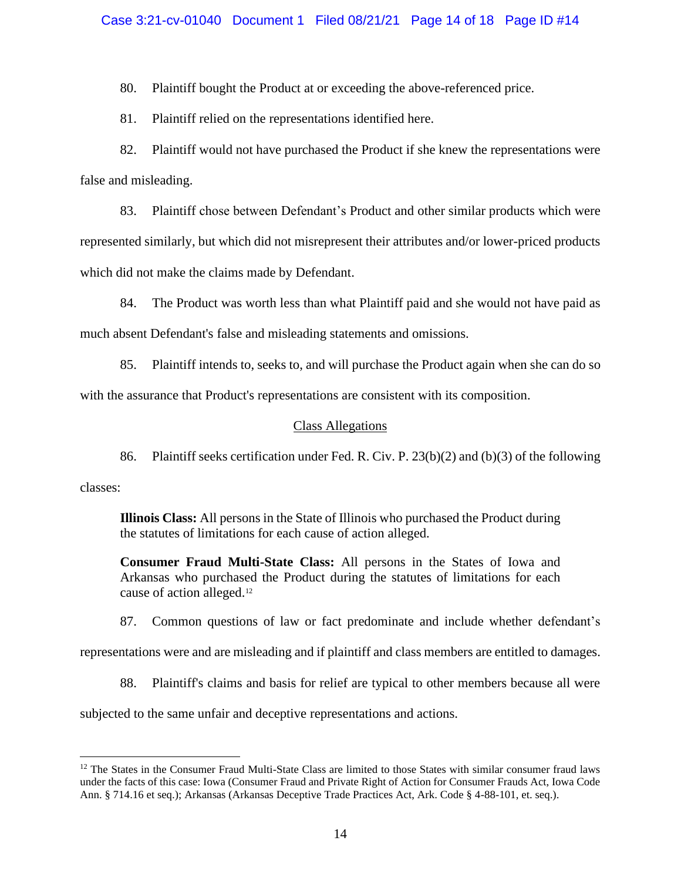80. Plaintiff bought the Product at or exceeding the above-referenced price.

81. Plaintiff relied on the representations identified here.

82. Plaintiff would not have purchased the Product if she knew the representations were false and misleading.

83. Plaintiff chose between Defendant's Product and other similar products which were represented similarly, but which did not misrepresent their attributes and/or lower-priced products which did not make the claims made by Defendant.

84. The Product was worth less than what Plaintiff paid and she would not have paid as much absent Defendant's false and misleading statements and omissions.

85. Plaintiff intends to, seeks to, and will purchase the Product again when she can do so with the assurance that Product's representations are consistent with its composition.

## Class Allegations

86. Plaintiff seeks certification under Fed. R. Civ. P. 23(b)(2) and (b)(3) of the following classes:

> **Illinois Class:** All persons in the State of Illinois who purchased the Product during the statutes of limitations for each cause of action alleged.
>
> **Consumer Fraud Multi-State Class:** All persons in the States of Iowa and Arkansas who purchased the Product during the statutes of limitations for each cause of action alleged.[12]

87. Common questions of law or fact predominate and include whether defendant's representations were and are misleading and if plaintiff and class members are entitled to damages.

88. Plaintiff's claims and basis for relief are typical to other members because all were subjected to the same unfair and deceptive representations and actions.

---

[12] The States in the Consumer Fraud Multi-State Class are limited to those States with similar consumer fraud laws under the facts of this case: Iowa (Consumer Fraud and Private Right of Action for Consumer Frauds Act, Iowa Code Ann. § 714.16 et seq.); Arkansas (Arkansas Deceptive Trade Practices Act, Ark. Code § 4-88-101, et. seq.).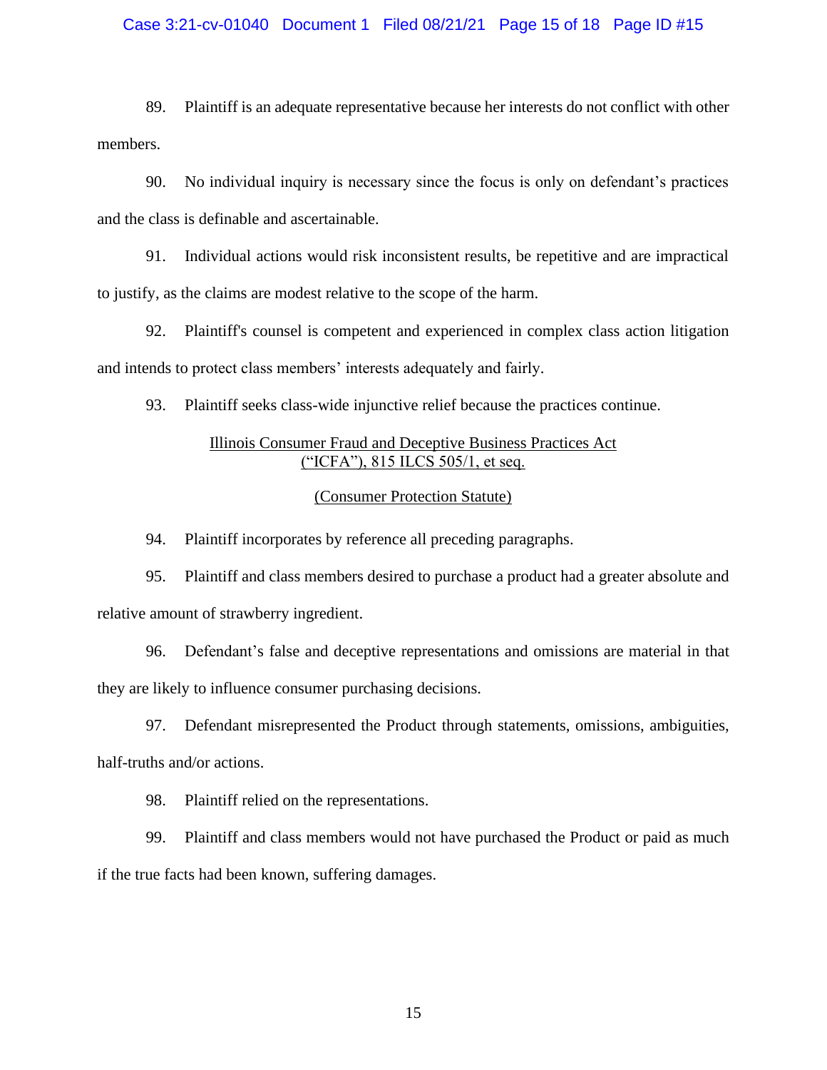89. Plaintiff is an adequate representative because her interests do not conflict with other members.

90. No individual inquiry is necessary since the focus is only on defendant's practices and the class is definable and ascertainable.

91. Individual actions would risk inconsistent results, be repetitive and are impractical to justify, as the claims are modest relative to the scope of the harm.

92. Plaintiff's counsel is competent and experienced in complex class action litigation and intends to protect class members' interests adequately and fairly.

93. Plaintiff seeks class-wide injunctive relief because the practices continue.

<u>Illinois Consumer Fraud and Deceptive Business Practices Act</u>
<u>("ICFA"), 815 ILCS 505/1, et seq.</u>

<u>(Consumer Protection Statute)</u>

94. Plaintiff incorporates by reference all preceding paragraphs.

95. Plaintiff and class members desired to purchase a product had a greater absolute and relative amount of strawberry ingredient.

96. Defendant's false and deceptive representations and omissions are material in that they are likely to influence consumer purchasing decisions.

97. Defendant misrepresented the Product through statements, omissions, ambiguities, half-truths and/or actions.

98. Plaintiff relied on the representations.

99. Plaintiff and class members would not have purchased the Product or paid as much if the true facts had been known, suffering damages.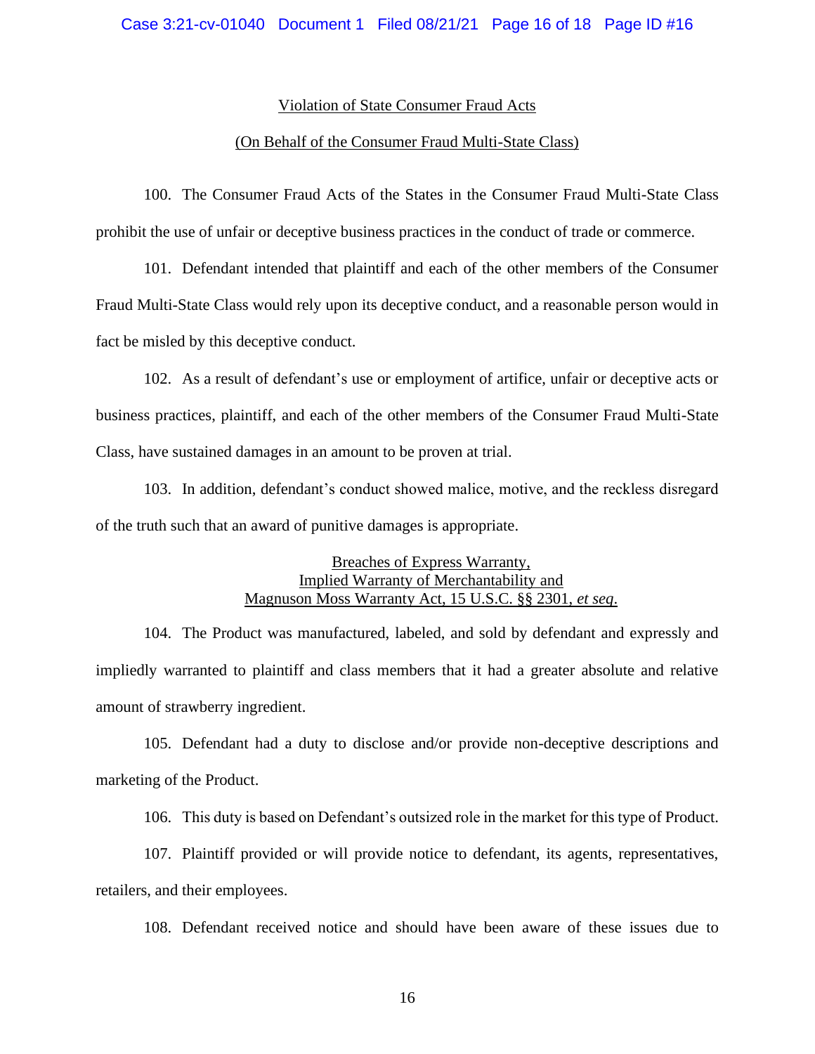<u>Violation of State Consumer Fraud Acts</u>

<u>(On Behalf of the Consumer Fraud Multi-State Class)</u>

100. The Consumer Fraud Acts of the States in the Consumer Fraud Multi-State Class prohibit the use of unfair or deceptive business practices in the conduct of trade or commerce.

101. Defendant intended that plaintiff and each of the other members of the Consumer Fraud Multi-State Class would rely upon its deceptive conduct, and a reasonable person would in fact be misled by this deceptive conduct.

102. As a result of defendant's use or employment of artifice, unfair or deceptive acts or business practices, plaintiff, and each of the other members of the Consumer Fraud Multi-State Class, have sustained damages in an amount to be proven at trial.

103. In addition, defendant's conduct showed malice, motive, and the reckless disregard of the truth such that an award of punitive damages is appropriate.

<u>Breaches of Express Warranty,</u>
<u>Implied Warranty of Merchantability and</u>
<u>Magnuson Moss Warranty Act, 15 U.S.C. §§ 2301, *et seq*.</u>

104. The Product was manufactured, labeled, and sold by defendant and expressly and impliedly warranted to plaintiff and class members that it had a greater absolute and relative amount of strawberry ingredient.

105. Defendant had a duty to disclose and/or provide non-deceptive descriptions and marketing of the Product.

106. This duty is based on Defendant's outsized role in the market for this type of Product.

107. Plaintiff provided or will provide notice to defendant, its agents, representatives, retailers, and their employees.

108. Defendant received notice and should have been aware of these issues due to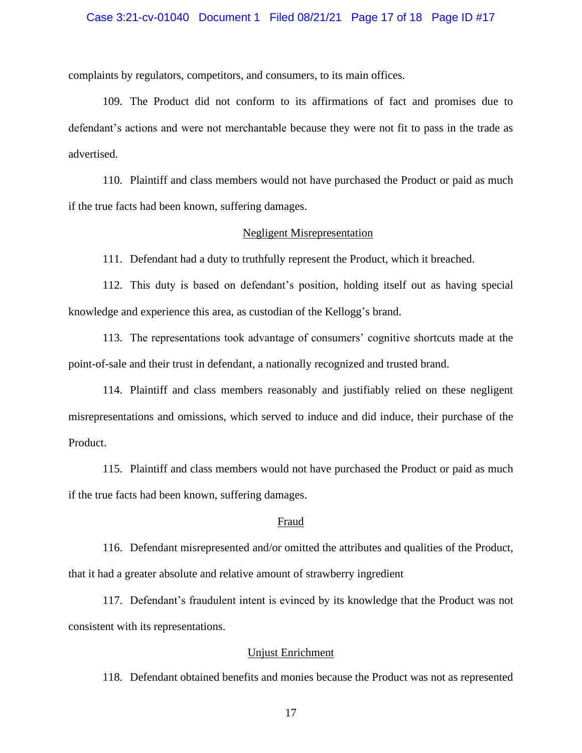complaints by regulators, competitors, and consumers, to its main offices.

109. The Product did not conform to its affirmations of fact and promises due to defendant's actions and were not merchantable because they were not fit to pass in the trade as advertised.

110. Plaintiff and class members would not have purchased the Product or paid as much if the true facts had been known, suffering damages.

<u>Negligent Misrepresentation</u>

111. Defendant had a duty to truthfully represent the Product, which it breached.

112. This duty is based on defendant's position, holding itself out as having special knowledge and experience this area, as custodian of the Kellogg's brand.

113. The representations took advantage of consumers' cognitive shortcuts made at the point-of-sale and their trust in defendant, a nationally recognized and trusted brand.

114. Plaintiff and class members reasonably and justifiably relied on these negligent misrepresentations and omissions, which served to induce and did induce, their purchase of the Product.

115. Plaintiff and class members would not have purchased the Product or paid as much if the true facts had been known, suffering damages.

<u>Fraud</u>

116. Defendant misrepresented and/or omitted the attributes and qualities of the Product, that it had a greater absolute and relative amount of strawberry ingredient

117. Defendant's fraudulent intent is evinced by its knowledge that the Product was not consistent with its representations.

<u>Unjust Enrichment</u>

118. Defendant obtained benefits and monies because the Product was not as represented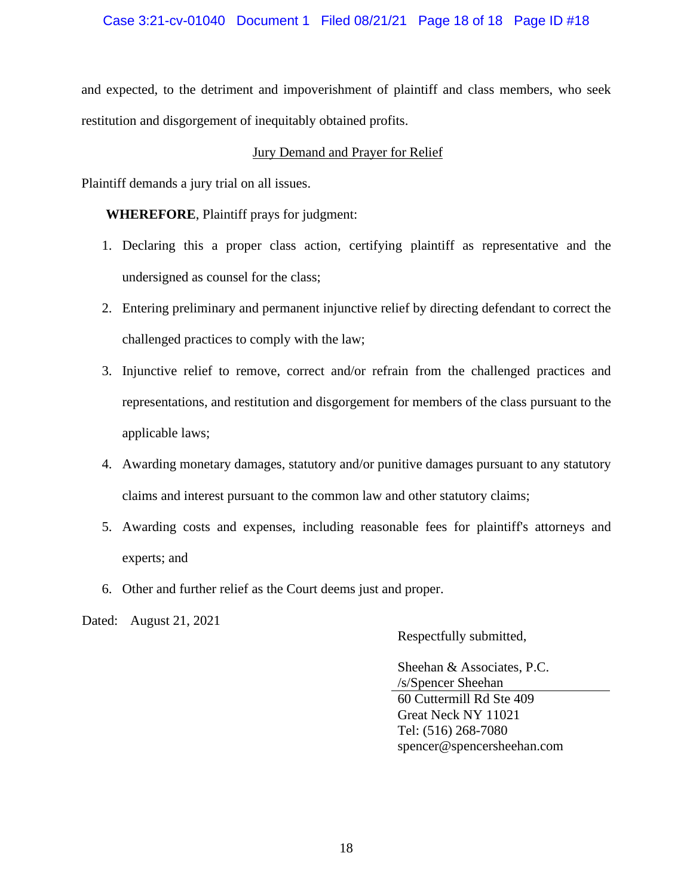and expected, to the detriment and impoverishment of plaintiff and class members, who seek restitution and disgorgement of inequitably obtained profits.

## Jury Demand and Prayer for Relief

Plaintiff demands a jury trial on all issues.

**WHEREFORE**, Plaintiff prays for judgment:

1. Declaring this a proper class action, certifying plaintiff as representative and the undersigned as counsel for the class;
2. Entering preliminary and permanent injunctive relief by directing defendant to correct the challenged practices to comply with the law;
3. Injunctive relief to remove, correct and/or refrain from the challenged practices and representations, and restitution and disgorgement for members of the class pursuant to the applicable laws;
4. Awarding monetary damages, statutory and/or punitive damages pursuant to any statutory claims and interest pursuant to the common law and other statutory claims;
5. Awarding costs and expenses, including reasonable fees for plaintiff's attorneys and experts; and
6. Other and further relief as the Court deems just and proper.

Dated: August 21, 2021

Respectfully submitted,

Sheehan & Associates, P.C.
/s/Spencer Sheehan
60 Cuttermill Rd Ste 409
Great Neck NY 11021
Tel: (516) 268-7080
spencer@spencersheehan.com